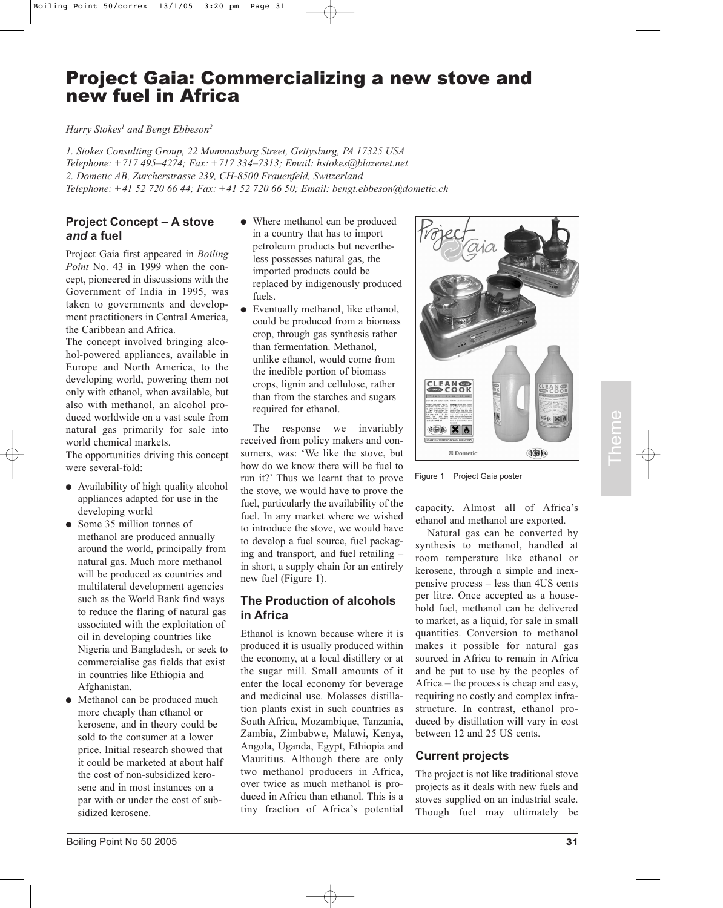# Project Gaia: Commercializing a new stove and new fuel in Africa

*Harry Stokes[1] and Bengt Ebbeson[2]*

*1. Stokes Consulting Group, 22 Mummasburg Street, Gettysburg, PA 17325 USA*
*Telephone: +717 495–4274; Fax: +717 334–7313; Email: hstokes@blazenet.net*
*2. Dometic AB, Zurcherstrasse 239, CH-8500 Frauenfeld, Switzerland*
*Telephone: +41 52 720 66 44; Fax: +41 52 720 66 50; Email: bengt.ebbeson@dometic.ch*

## Project Concept – A stove *and* a fuel

Project Gaia first appeared in *Boiling Point* No. 43 in 1999 when the concept, pioneered in discussions with the Government of India in 1995, was taken to governments and development practitioners in Central America, the Caribbean and Africa.

The concept involved bringing alcohol-powered appliances, available in Europe and North America, to the developing world, powering them not only with ethanol, when available, but also with methanol, an alcohol produced worldwide on a vast scale from natural gas primarily for sale into world chemical markets.

The opportunities driving this concept were several-fold:

- Availability of high quality alcohol appliances adapted for use in the developing world
- Some 35 million tonnes of methanol are produced annually around the world, principally from natural gas. Much more methanol will be produced as countries and multilateral development agencies such as the World Bank find ways to reduce the flaring of natural gas associated with the exploitation of oil in developing countries like Nigeria and Bangladesh, or seek to commercialise gas fields that exist in countries like Ethiopia and Afghanistan.
- Methanol can be produced much more cheaply than ethanol or kerosene, and in theory could be sold to the consumer at a lower price. Initial research showed that it could be marketed at about half the cost of non-subsidized kerosene and in most instances on a par with or under the cost of subsidized kerosene.
- Where methanol can be produced in a country that has to import petroleum products but nevertheless possesses natural gas, the imported products could be replaced by indigenously produced fuels.
- Eventually methanol, like ethanol, could be produced from a biomass crop, through gas synthesis rather than fermentation. Methanol, unlike ethanol, would come from the inedible portion of biomass crops, lignin and cellulose, rather than from the starches and sugars required for ethanol.

The response we invariably received from policy makers and consumers, was: 'We like the stove, but how do we know there will be fuel to run it?' Thus we learnt that to prove the stove, we would have to prove the fuel, particularly the availability of the fuel. In any market where we wished to introduce the stove, we would have to develop a fuel source, fuel packaging and transport, and fuel retailing – in short, a supply chain for an entirely new fuel (Figure 1).

Figure 1 Project Gaia poster

## The Production of alcohols in Africa

Ethanol is known because where it is produced it is usually produced within the economy, at a local distillery or at the sugar mill. Small amounts of it enter the local economy for beverage and medicinal use. Molasses distillation plants exist in such countries as South Africa, Mozambique, Tanzania, Zambia, Zimbabwe, Malawi, Kenya, Angola, Uganda, Egypt, Ethiopia and Mauritius. Although there are only two methanol producers in Africa, over twice as much methanol is produced in Africa than ethanol. This is a tiny fraction of Africa's potential capacity. Almost all of Africa's ethanol and methanol are exported.

Natural gas can be converted by synthesis to methanol, handled at room temperature like ethanol or kerosene, through a simple and inexpensive process – less than 4US cents per litre. Once accepted as a household fuel, methanol can be delivered to market, as a liquid, for sale in small quantities. Conversion to methanol makes it possible for natural gas sourced in Africa to remain in Africa and be put to use by the peoples of Africa – the process is cheap and easy, requiring no costly and complex infrastructure. In contrast, ethanol produced by distillation will vary in cost between 12 and 25 US cents.

## Current projects

The project is not like traditional stove projects as it deals with new fuels and stoves supplied on an industrial scale. Though fuel may ultimately be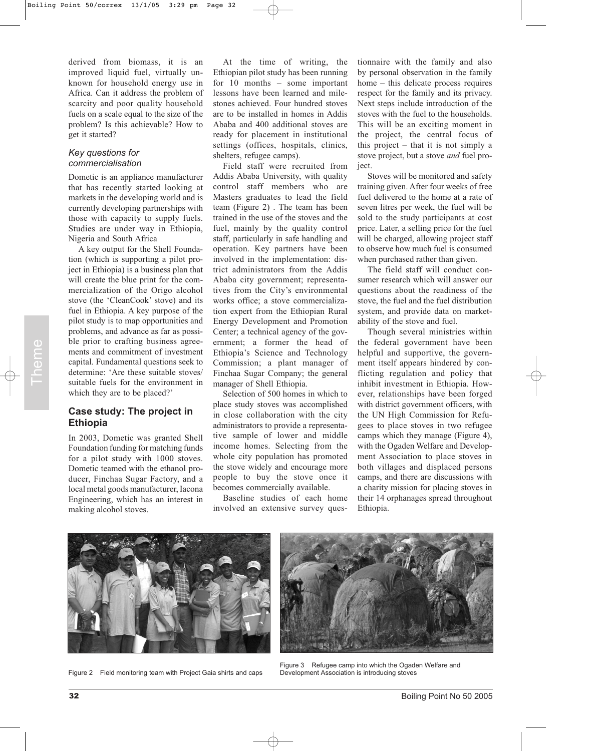derived from biomass, it is an improved liquid fuel, virtually unknown for household energy use in Africa. Can it address the problem of scarcity and poor quality household fuels on a scale equal to the size of the problem? Is this achievable? How to get it started?

### *Key questions for commercialisation*

Dometic is an appliance manufacturer that has recently started looking at markets in the developing world and is currently developing partnerships with those with capacity to supply fuels. Studies are under way in Ethiopia, Nigeria and South Africa

A key output for the Shell Foundation (which is supporting a pilot project in Ethiopia) is a business plan that will create the blue print for the commercialization of the Origo alcohol stove (the 'CleanCook' stove) and its fuel in Ethiopia. A key purpose of the pilot study is to map opportunities and problems, and advance as far as possible prior to crafting business agreements and commitment of investment capital. Fundamental questions seek to determine: 'Are these suitable stoves/ suitable fuels for the environment in which they are to be placed?'

## Case study: The project in Ethiopia

In 2003, Dometic was granted Shell Foundation funding for matching funds for a pilot study with 1000 stoves. Dometic teamed with the ethanol producer, Finchaa Sugar Factory, and a local metal goods manufacturer, Iacona Engineering, which has an interest in making alcohol stoves.

At the time of writing, the Ethiopian pilot study has been running for 10 months – some important lessons have been learned and milestones achieved. Four hundred stoves are to be installed in homes in Addis Ababa and 400 additional stoves are ready for placement in institutional settings (offices, hospitals, clinics, shelters, refugee camps).

Field staff were recruited from Addis Ababa University, with quality control staff members who are Masters graduates to lead the field team (Figure 2) . The team has been trained in the use of the stoves and the fuel, mainly by the quality control staff, particularly in safe handling and operation. Key partners have been involved in the implementation: district administrators from the Addis Ababa city government; representatives from the City's environmental works office; a stove commercialization expert from the Ethiopian Rural Energy Development and Promotion Center; a technical agency of the government; a former the head of Ethiopia's Science and Technology Commission; a plant manager of Finchaa Sugar Company; the general manager of Shell Ethiopia.

Selection of 500 homes in which to place study stoves was accomplished in close collaboration with the city administrators to provide a representative sample of lower and middle income homes. Selecting from the whole city population has promoted the stove widely and encourage more people to buy the stove once it becomes commercially available.

Baseline studies of each home involved an extensive survey questionnaire with the family and also by personal observation in the family home – this delicate process requires respect for the family and its privacy. Next steps include introduction of the stoves with the fuel to the households. This will be an exciting moment in the project, the central focus of this project – that it is not simply a stove project, but a stove *and* fuel project.

Stoves will be monitored and safety training given. After four weeks of free fuel delivered to the home at a rate of seven litres per week, the fuel will be sold to the study participants at cost price. Later, a selling price for the fuel will be charged, allowing project staff to observe how much fuel is consumed when purchased rather than given.

The field staff will conduct consumer research which will answer our questions about the readiness of the stove, the fuel and the fuel distribution system, and provide data on marketability of the stove and fuel.

Though several ministries within the federal government have been helpful and supportive, the government itself appears hindered by conflicting regulation and policy that inhibit investment in Ethiopia. However, relationships have been forged with district government officers, with the UN High Commission for Refugees to place stoves in two refugee camps which they manage (Figure 4), with the Ogaden Welfare and Development Association to place stoves in both villages and displaced persons camps, and there are discussions with a charity mission for placing stoves in their 14 orphanages spread throughout Ethiopia.

Figure 2 Field monitoring team with Project Gaia shirts and caps

Figure 3 Refugee camp into which the Ogaden Welfare and Development Association is introducing stoves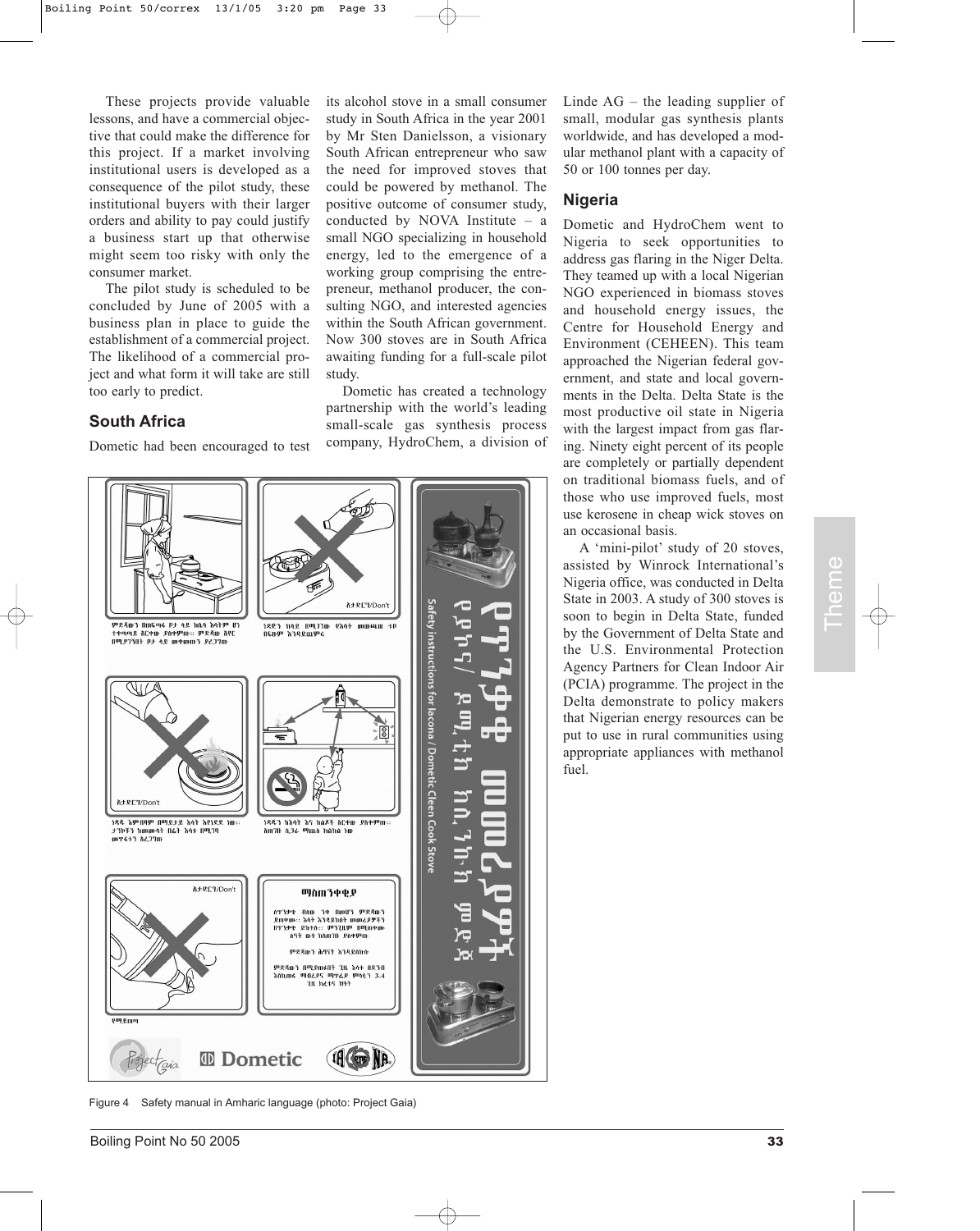These projects provide valuable lessons, and have a commercial objective that could make the difference for this project. If a market involving institutional users is developed as a consequence of the pilot study, these institutional buyers with their larger orders and ability to pay could justify a business start up that otherwise might seem too risky with only the consumer market.

The pilot study is scheduled to be concluded by June of 2005 with a business plan in place to guide the establishment of a commercial project. The likelihood of a commercial project and what form it will take are still too early to predict.

## South Africa

Dometic had been encouraged to test its alcohol stove in a small consumer study in South Africa in the year 2001 by Mr Sten Danielsson, a visionary South African entrepreneur who saw the need for improved stoves that could be powered by methanol. The positive outcome of consumer study, conducted by NOVA Institute – a small NGO specializing in household energy, led to the emergence of a working group comprising the entrepreneur, methanol producer, the consulting NGO, and interested agencies within the South African government. Now 300 stoves are in South Africa awaiting funding for a full-scale pilot study.

Dometic has created a technology partnership with the world's leading small-scale gas synthesis process company, HydroChem, a division of Linde AG – the leading supplier of small, modular gas synthesis plants worldwide, and has developed a modular methanol plant with a capacity of 50 or 100 tonnes per day.

## Nigeria

Dometic and HydroChem went to Nigeria to seek opportunities to address gas flaring in the Niger Delta. They teamed up with a local Nigerian NGO experienced in biomass stoves and household energy issues, the Centre for Household Energy and Environment (CEHEEN). This team approached the Nigerian federal government, and state and local governments in the Delta. Delta State is the most productive oil state in Nigeria with the largest impact from gas flaring. Ninety eight percent of its people are completely or partially dependent on traditional biomass fuels, and of those who use improved fuels, most use kerosene in cheap wick stoves on an occasional basis.

A 'mini-pilot' study of 20 stoves, assisted by Winrock International's Nigeria office, was conducted in Delta State in 2003. A study of 300 stoves is soon to begin in Delta State, funded by the Government of Delta State and the U.S. Environmental Protection Agency Partners for Clean Indoor Air (PCIA) programme. The project in the Delta demonstrate to policy makers that Nigerian energy resources can be put to use in rural communities using appropriate appliances with methanol fuel.

Figure 4 Safety manual in Amharic language (photo: Project Gaia)